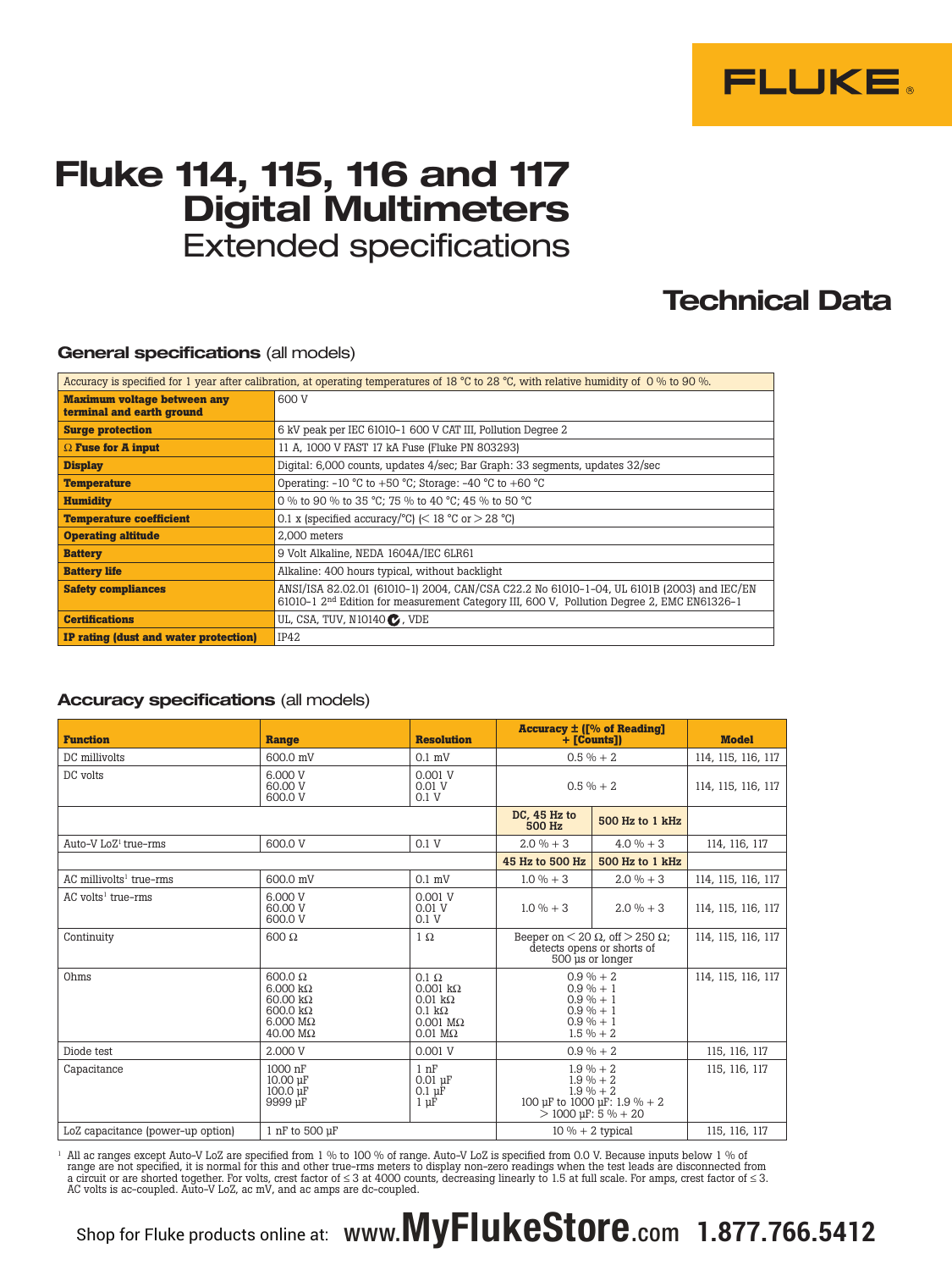# Fluke 114, 115, 116 and 117 Digital Multimeters

## Extended specifications

## Technical Data

### General specifications (all models)

| Accuracy is specified for 1 year after calibration, at operating temperatures of 18 °C to 28 °C, with relative humidity of 0 % to 90 %. | |
|---|---|
| **Maximum voltage between any terminal and earth ground** | 600 V |
| **Surge protection** | 6 kV peak per IEC 61010-1 600 V CAT III, Pollution Degree 2 |
| **Ω Fuse for A input** | 11 A, 1000 V FAST 17 kA Fuse (Fluke PN 803293) |
| **Display** | Digital: 6,000 counts, updates 4/sec; Bar Graph: 33 segments, updates 32/sec |
| **Temperature** | Operating: -10 °C to +50 °C; Storage: -40 °C to +60 °C |
| **Humidity** | 0 % to 90 % to 35 °C; 75 % to 40 °C; 45 % to 50 °C |
| **Temperature coefficient** | 0.1 x (specified accuracy/°C) (< 18 °C or > 28 °C) |
| **Operating altitude** | 2,000 meters |
| **Battery** | 9 Volt Alkaline, NEDA 1604A/IEC 6LR61 |
| **Battery life** | Alkaline: 400 hours typical, without backlight |
| **Safety compliances** | ANSI/ISA 82.02.01 (61010-1) 2004, CAN/CSA C22.2 No 61010-1-04, UL 6101B (2003) and IEC/EN 61010-1 2nd Edition for measurement Category III, 600 V, Pollution Degree 2, EMC EN61326-1 |
| **Certifications** | UL, CSA, TUV, N10140 ✓, VDE |
| **IP rating (dust and water protection)** | IP42 |

### Accuracy specifications (all models)

| Function | Range | Resolution | Accuracy ± ([% of Reading] + [Counts]) | | Model |
|---|---|---|---|---|---|
| DC millivolts | 600.0 mV | 0.1 mV | 0.5 % + 2 | | 114, 115, 116, 117 |
| DC volts | 6.000 V<br>60.00 V<br>600.0 V | 0.001 V<br>0.01 V<br>0.1 V | 0.5 % + 2 | | 114, 115, 116, 117 |
| | | | **DC, 45 Hz to 500 Hz** | **500 Hz to 1 kHz** | |
| Auto-V LoZ[1] true-rms | 600.0 V | 0.1 V | 2.0 % + 3 | 4.0 % + 3 | 114, 116, 117 |
| | | | **45 Hz to 500 Hz** | **500 Hz to 1 kHz** | |
| AC millivolts[1] true-rms | 600.0 mV | 0.1 mV | 1.0 % + 3 | 2.0 % + 3 | 114, 115, 116, 117 |
| AC volts[1] true-rms | 6.000 V<br>60.00 V<br>600.0 V | 0.001 V<br>0.01 V<br>0.1 V | 1.0 % + 3 | 2.0 % + 3 | 114, 115, 116, 117 |
| Continuity | 600 Ω | 1 Ω | Beeper on < 20 Ω, off > 250 Ω; detects opens or shorts of 500 µs or longer | | 114, 115, 116, 117 |
| Ohms | 600.0 Ω<br>6.000 kΩ<br>60.00 kΩ<br>600.0 kΩ<br>6.000 MΩ<br>40.00 MΩ | 0.1 Ω<br>0.001 kΩ<br>0.01 kΩ<br>0.1 kΩ<br>0.001 MΩ<br>0.01 MΩ | 0.9 % + 2<br>0.9 % + 1<br>0.9 % + 1<br>0.9 % + 1<br>0.9 % + 1<br>1.5 % + 2 | | 114, 115, 116, 117 |
| Diode test | 2.000 V | 0.001 V | 0.9 % + 2 | | 115, 116, 117 |
| Capacitance | 1000 nF<br>10.00 µF<br>100.0 µF<br>9999 µF | 1 nF<br>0.01 µF<br>0.1 µF<br>1 µF | 1.9 % + 2<br>1.9 % + 2<br>1.9 % + 2<br>100 µF to 1000 µF: 1.9 % + 2<br>> 1000 µF: 5 % + 20 | | 115, 116, 117 |
| LoZ capacitance (power-up option) | 1 nF to 500 µF | | 10 % + 2 typical | | 115, 116, 117 |

[1] All ac ranges except Auto-V LoZ are specified from 1 % to 100 % of range. Auto-V LoZ is specified from 0.0 V. Because inputs below 1 % of range are not specified, it is normal for this and other true-rms meters to display non-zero readings when the test leads are disconnected from a circuit or are shorted together. For volts, crest factor of ≤ 3 at 4000 counts, decreasing linearly to 1.5 at full scale. For amps, crest factor of ≤ 3. AC volts is ac-coupled. Auto-V LoZ, ac mV, and ac amps are dc-coupled.

Shop for Fluke products online at: www.MyFlukeStore.com 1.877.766.5412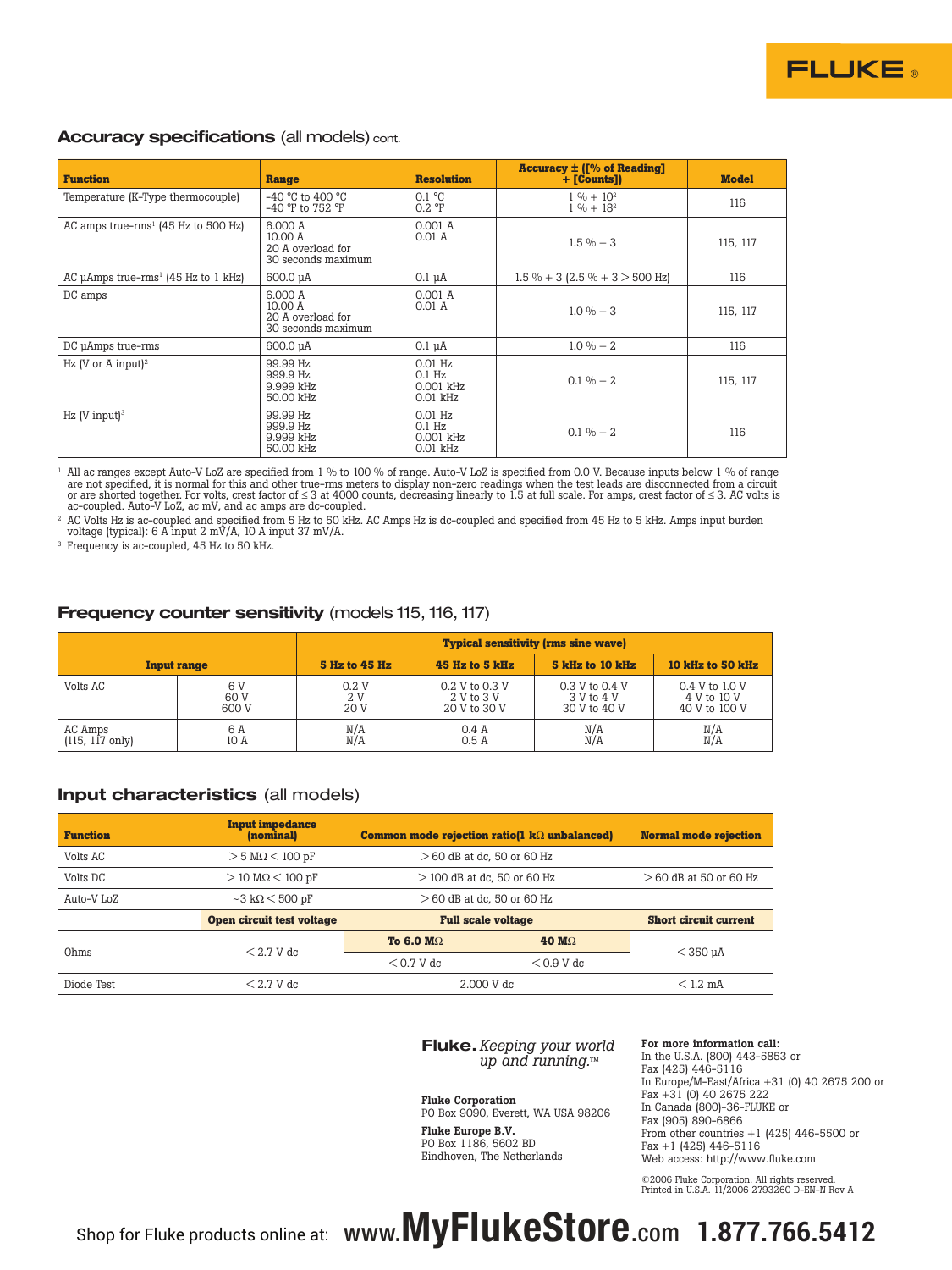## Accuracy specifications (all models) cont.

| Function | Range | Resolution | Accuracy ± ([% of Reading] + [Counts]) | Model |
|---|---|---|---|---|
| Temperature (K-Type thermocouple) | -40 °C to 400 °C<br>-40 °F to 752 °F | 0.1 °C<br>0.2 °F | 1 % + 10[2]<br>1 % + 18[2] | 116 |
| AC amps true-rms[1] (45 Hz to 500 Hz) | 6.000 A<br>10.00 A<br>20 A overload for 30 seconds maximum | 0.001 A<br>0.01 A | 1.5 % + 3 | 115, 117 |
| AC µAmps true-rms[1] (45 Hz to 1 kHz) | 600.0 µA | 0.1 µA | 1.5 % + 3 (2.5 % + 3 > 500 Hz) | 116 |
| DC amps | 6.000 A<br>10.00 A<br>20 A overload for 30 seconds maximum | 0.001 A<br>0.01 A | 1.0 % + 3 | 115, 117 |
| DC µAmps true-rms | 600.0 µA | 0.1 µA | 1.0 % + 2 | 116 |
| Hz (V or A input)[2] | 99.99 Hz<br>999.9 Hz<br>9.999 kHz<br>50.00 kHz | 0.01 Hz<br>0.1 Hz<br>0.001 kHz<br>0.01 kHz | 0.1 % + 2 | 115, 117 |
| Hz (V input)[3] | 99.99 Hz<br>999.9 Hz<br>9.999 kHz<br>50.00 kHz | 0.01 Hz<br>0.1 Hz<br>0.001 kHz<br>0.01 kHz | 0.1 % + 2 | 116 |

[1] All ac ranges except Auto-V LoZ are specified from 1 % to 100 % of range. Auto-V LoZ is specified from 0.0 V. Because inputs below 1 % of range are not specified, it is normal for this and other true-rms meters to display non-zero readings when the test leads are disconnected from a circuit or are shorted together. For volts, crest factor of ≤ 3 at 4000 counts, decreasing linearly to 1.5 at full scale. For amps, crest factor of ≤ 3. AC volts is ac-coupled. Auto-V LoZ, ac mV, and ac amps are dc-coupled.

[2] AC Volts Hz is ac-coupled and specified from 5 Hz to 50 kHz. AC Amps Hz is dc-coupled and specified from 45 Hz to 5 kHz. Amps input burden voltage (typical): 6 A input 2 mV/A, 10 A input 37 mV/A.

[3] Frequency is ac-coupled, 45 Hz to 50 kHz.

## Frequency counter sensitivity (models 115, 116, 117)

| Input range | | Typical sensitivity (rms sine wave) | | | |
|---|---|---|---|---|---|
| | | 5 Hz to 45 Hz | 45 Hz to 5 kHz | 5 kHz to 10 kHz | 10 kHz to 50 kHz |
| Volts AC | 6 V<br>60 V<br>600 V | 0.2 V<br>2 V<br>20 V | 0.2 V to 0.3 V<br>2 V to 3 V<br>20 V to 30 V | 0.3 V to 0.4 V<br>3 V to 4 V<br>30 V to 40 V | 0.4 V to 1.0 V<br>4 V to 10 V<br>40 V to 100 V |
| AC Amps (115, 117 only) | 6 A<br>10 A | N/A<br>N/A | 0.4 A<br>0.5 A | N/A<br>N/A | N/A<br>N/A |

## Input characteristics (all models)

| Function | Input impedance (nominal) | Common mode rejection ratio(1 kΩ unbalanced) | | Normal mode rejection |
|---|---|---|---|---|
| Volts AC | > 5 MΩ < 100 pF | > 60 dB at dc, 50 or 60 Hz | | |
| Volts DC | > 10 MΩ < 100 pF | > 100 dB at dc, 50 or 60 Hz | | > 60 dB at 50 or 60 Hz |
| Auto-V LoZ | ~3 kΩ < 500 pF | > 60 dB at dc, 50 or 60 Hz | | |
| | **Open circuit test voltage** | **Full scale voltage** | | **Short circuit current** |
| | | **To 6.0 MΩ** | **40 MΩ** | |
| Ohms | < 2.7 V dc | < 0.7 V dc | < 0.9 V dc | < 350 µA |
| Diode Test | < 2.7 V dc | 2.000 V dc | | < 1.2 mA |

**Fluke.** *Keeping your world up and running.*™

**Fluke Corporation**
PO Box 9090, Everett, WA USA 98206

**Fluke Europe B.V.**
PO Box 1186, 5602 BD
Eindhoven, The Netherlands

**For more information call:**
In the U.S.A. (800) 443-5853 or
Fax (425) 446-5116
In Europe/M-East/Africa +31 (0) 40 2675 200 or
Fax +31 (0) 40 2675 222
In Canada (800)-36-FLUKE or
Fax (905) 890-6866
From other countries +1 (425) 446-5500 or
Fax +1 (425) 446-5116
Web access: http://www.fluke.com

©2006 Fluke Corporation. All rights reserved.
Printed in U.S.A. 11/2006 2793260 D-EN-N Rev A

Shop for Fluke products online at: www.MyFlukeStore.com 1.877.766.5412